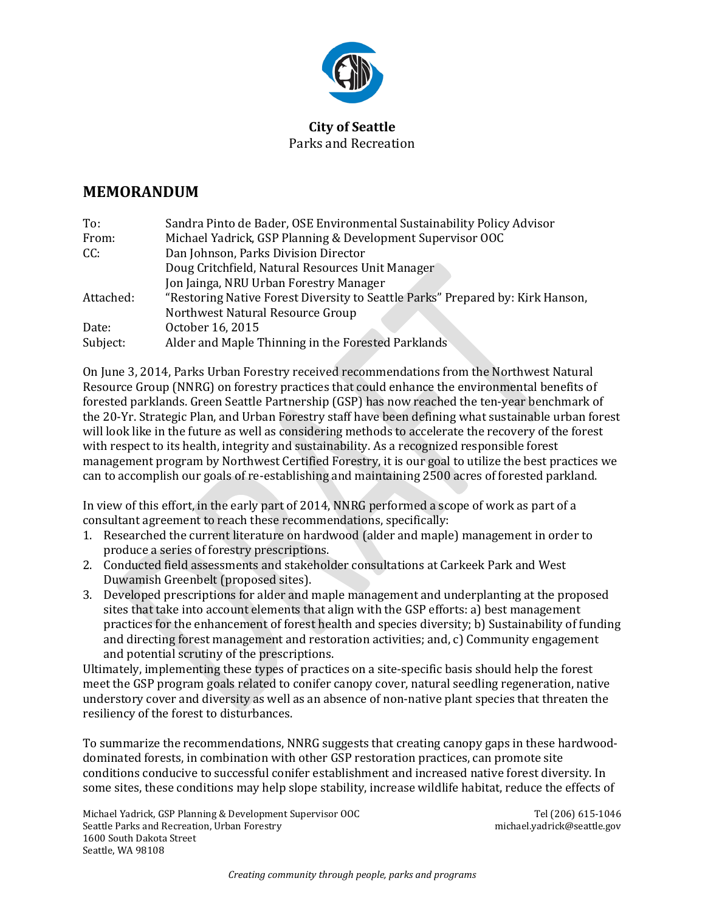**City of Seattle**
Parks and Recreation

# MEMORANDUM

| | |
|---|---|
| To: | Sandra Pinto de Bader, OSE Environmental Sustainability Policy Advisor |
| From: | Michael Yadrick, GSP Planning & Development Supervisor OOC |
| CC: | Dan Johnson, Parks Division Director |
| | Doug Critchfield, Natural Resources Unit Manager |
| | Jon Jainga, NRU Urban Forestry Manager |
| Attached: | "Restoring Native Forest Diversity to Seattle Parks" Prepared by: Kirk Hanson, Northwest Natural Resource Group |
| Date: | October 16, 2015 |
| Subject: | Alder and Maple Thinning in the Forested Parklands |

On June 3, 2014, Parks Urban Forestry received recommendations from the Northwest Natural Resource Group (NNRG) on forestry practices that could enhance the environmental benefits of forested parklands. Green Seattle Partnership (GSP) has now reached the ten-year benchmark of the 20-Yr. Strategic Plan, and Urban Forestry staff have been defining what sustainable urban forest will look like in the future as well as considering methods to accelerate the recovery of the forest with respect to its health, integrity and sustainability. As a recognized responsible forest management program by Northwest Certified Forestry, it is our goal to utilize the best practices we can to accomplish our goals of re-establishing and maintaining 2500 acres of forested parkland.

In view of this effort, in the early part of 2014, NNRG performed a scope of work as part of a consultant agreement to reach these recommendations, specifically:

1. Researched the current literature on hardwood (alder and maple) management in order to produce a series of forestry prescriptions.
2. Conducted field assessments and stakeholder consultations at Carkeek Park and West Duwamish Greenbelt (proposed sites).
3. Developed prescriptions for alder and maple management and underplanting at the proposed sites that take into account elements that align with the GSP efforts: a) best management practices for the enhancement of forest health and species diversity; b) Sustainability of funding and directing forest management and restoration activities; and, c) Community engagement and potential scrutiny of the prescriptions.

Ultimately, implementing these types of practices on a site-specific basis should help the forest meet the GSP program goals related to conifer canopy cover, natural seedling regeneration, native understory cover and diversity as well as an absence of non-native plant species that threaten the resiliency of the forest to disturbances.

To summarize the recommendations, NNRG suggests that creating canopy gaps in these hardwood-dominated forests, in combination with other GSP restoration practices, can promote site conditions conducive to successful conifer establishment and increased native forest diversity. In some sites, these conditions may help slope stability, increase wildlife habitat, reduce the effects of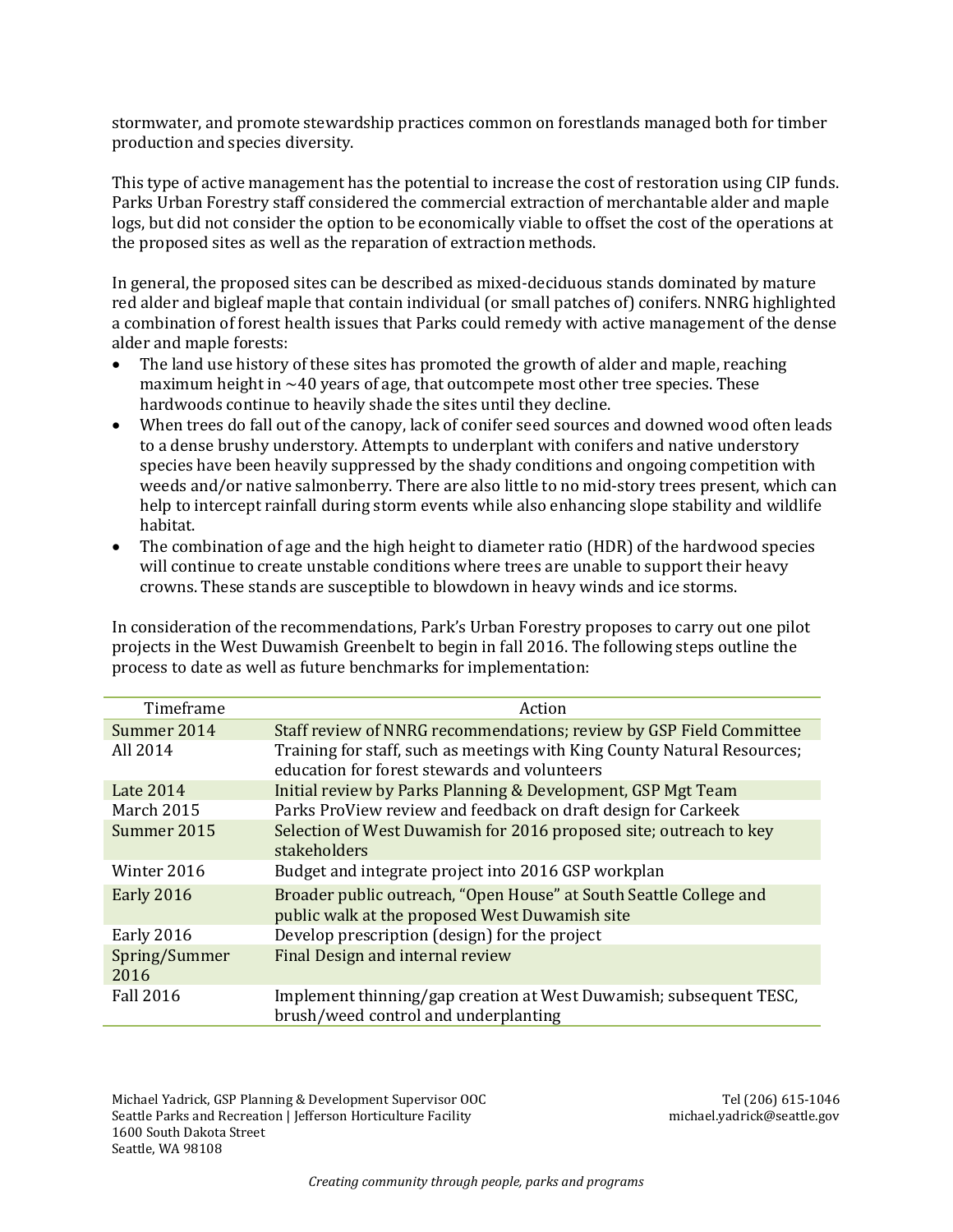stormwater, and promote stewardship practices common on forestlands managed both for timber production and species diversity.

This type of active management has the potential to increase the cost of restoration using CIP funds. Parks Urban Forestry staff considered the commercial extraction of merchantable alder and maple logs, but did not consider the option to be economically viable to offset the cost of the operations at the proposed sites as well as the reparation of extraction methods.

In general, the proposed sites can be described as mixed-deciduous stands dominated by mature red alder and bigleaf maple that contain individual (or small patches of) conifers. NNRG highlighted a combination of forest health issues that Parks could remedy with active management of the dense alder and maple forests:

- The land use history of these sites has promoted the growth of alder and maple, reaching maximum height in ~40 years of age, that outcompete most other tree species. These hardwoods continue to heavily shade the sites until they decline.
- When trees do fall out of the canopy, lack of conifer seed sources and downed wood often leads to a dense brushy understory. Attempts to underplant with conifers and native understory species have been heavily suppressed by the shady conditions and ongoing competition with weeds and/or native salmonberry. There are also little to no mid-story trees present, which can help to intercept rainfall during storm events while also enhancing slope stability and wildlife habitat.
- The combination of age and the high height to diameter ratio (HDR) of the hardwood species will continue to create unstable conditions where trees are unable to support their heavy crowns. These stands are susceptible to blowdown in heavy winds and ice storms.

In consideration of the recommendations, Park's Urban Forestry proposes to carry out one pilot projects in the West Duwamish Greenbelt to begin in fall 2016. The following steps outline the process to date as well as future benchmarks for implementation:

| Timeframe | Action |
|---|---|
| Summer 2014 | Staff review of NNRG recommendations; review by GSP Field Committee |
| All 2014 | Training for staff, such as meetings with King County Natural Resources; education for forest stewards and volunteers |
| Late 2014 | Initial review by Parks Planning & Development, GSP Mgt Team |
| March 2015 | Parks ProView review and feedback on draft design for Carkeek |
| Summer 2015 | Selection of West Duwamish for 2016 proposed site; outreach to key stakeholders |
| Winter 2016 | Budget and integrate project into 2016 GSP workplan |
| Early 2016 | Broader public outreach, "Open House" at South Seattle College and public walk at the proposed West Duwamish site |
| Early 2016 | Develop prescription (design) for the project |
| Spring/Summer 2016 | Final Design and internal review |
| Fall 2016 | Implement thinning/gap creation at West Duwamish; subsequent TESC, brush/weed control and underplanting |

Michael Yadrick, GSP Planning & Development Supervisor OOC
Seattle Parks and Recreation | Jefferson Horticulture Facility
1600 South Dakota Street
Seattle, WA 98108

Tel (206) 615-1046
michael.yadrick@seattle.gov

*Creating community through people, parks and programs*